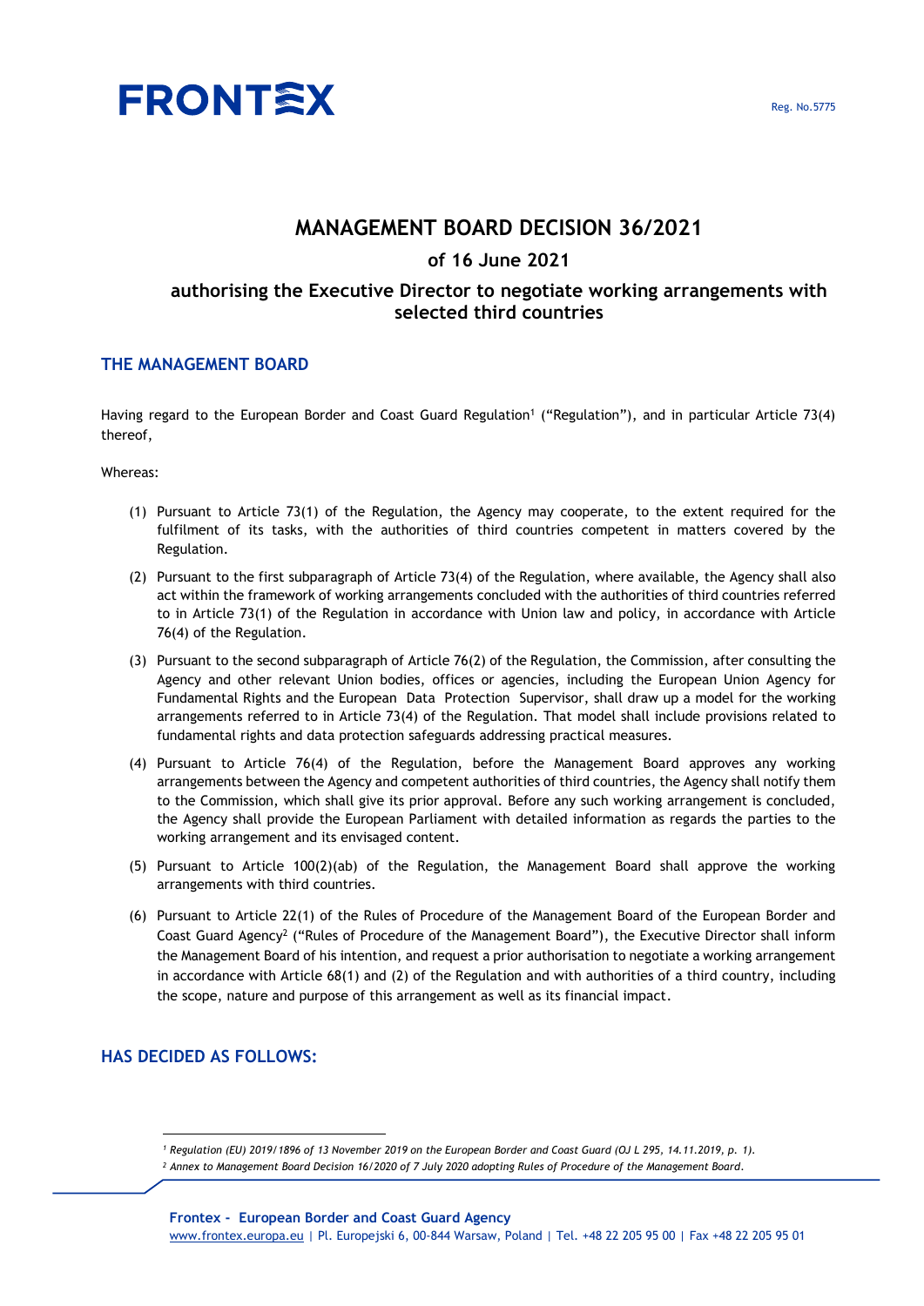FRONTEX

Reg. No.5775

# MANAGEMENT BOARD DECISION 36/2021

## of 16 June 2021

## authorising the Executive Director to negotiate working arrangements with selected third countries

### THE MANAGEMENT BOARD

Having regard to the European Border and Coast Guard Regulation[1] ("Regulation"), and in particular Article 73(4) thereof,

Whereas:

(1) Pursuant to Article 73(1) of the Regulation, the Agency may cooperate, to the extent required for the fulfilment of its tasks, with the authorities of third countries competent in matters covered by the Regulation.

(2) Pursuant to the first subparagraph of Article 73(4) of the Regulation, where available, the Agency shall also act within the framework of working arrangements concluded with the authorities of third countries referred to in Article 73(1) of the Regulation in accordance with Union law and policy, in accordance with Article 76(4) of the Regulation.

(3) Pursuant to the second subparagraph of Article 76(2) of the Regulation, the Commission, after consulting the Agency and other relevant Union bodies, offices or agencies, including the European Union Agency for Fundamental Rights and the European Data Protection Supervisor, shall draw up a model for the working arrangements referred to in Article 73(4) of the Regulation. That model shall include provisions related to fundamental rights and data protection safeguards addressing practical measures.

(4) Pursuant to Article 76(4) of the Regulation, before the Management Board approves any working arrangements between the Agency and competent authorities of third countries, the Agency shall notify them to the Commission, which shall give its prior approval. Before any such working arrangement is concluded, the Agency shall provide the European Parliament with detailed information as regards the parties to the working arrangement and its envisaged content.

(5) Pursuant to Article 100(2)(ab) of the Regulation, the Management Board shall approve the working arrangements with third countries.

(6) Pursuant to Article 22(1) of the Rules of Procedure of the Management Board of the European Border and Coast Guard Agency[2] ("Rules of Procedure of the Management Board"), the Executive Director shall inform the Management Board of his intention, and request a prior authorisation to negotiate a working arrangement in accordance with Article 68(1) and (2) of the Regulation and with authorities of a third country, including the scope, nature and purpose of this arrangement as well as its financial impact.

### HAS DECIDED AS FOLLOWS:

---

[1] *Regulation (EU) 2019/1896 of 13 November 2019 on the European Border and Coast Guard (OJ L 295, 14.11.2019, p. 1).*

[2] *Annex to Management Board Decision 16/2020 of 7 July 2020 adopting Rules of Procedure of the Management Board.*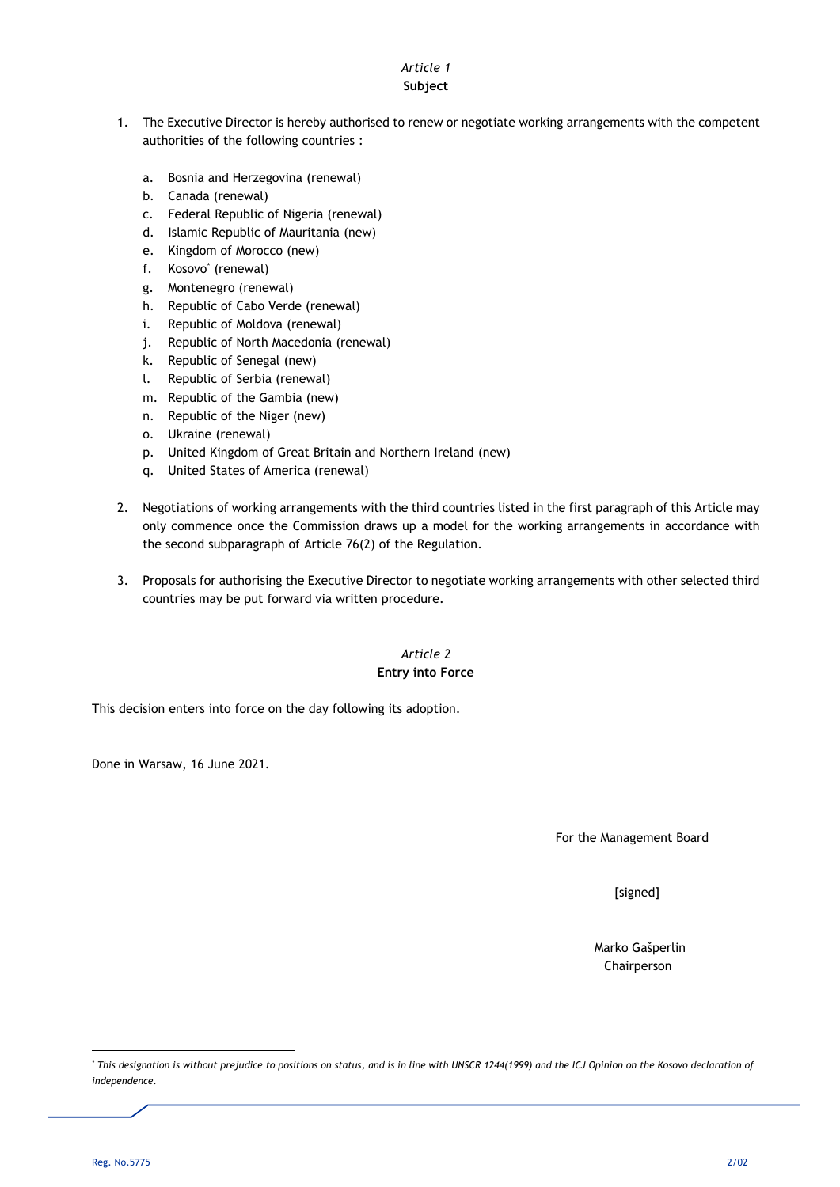*Article 1*
**Subject**

1. The Executive Director is hereby authorised to renew or negotiate working arrangements with the competent authorities of the following countries :

   a. Bosnia and Herzegovina (renewal)
   b. Canada (renewal)
   c. Federal Republic of Nigeria (renewal)
   d. Islamic Republic of Mauritania (new)
   e. Kingdom of Morocco (new)
   f. Kosovo[*] (renewal)
   g. Montenegro (renewal)
   h. Republic of Cabo Verde (renewal)
   i. Republic of Moldova (renewal)
   j. Republic of North Macedonia (renewal)
   k. Republic of Senegal (new)
   l. Republic of Serbia (renewal)
   m. Republic of the Gambia (new)
   n. Republic of the Niger (new)
   o. Ukraine (renewal)
   p. United Kingdom of Great Britain and Northern Ireland (new)
   q. United States of America (renewal)

2. Negotiations of working arrangements with the third countries listed in the first paragraph of this Article may only commence once the Commission draws up a model for the working arrangements in accordance with the second subparagraph of Article 76(2) of the Regulation.

3. Proposals for authorising the Executive Director to negotiate working arrangements with other selected third countries may be put forward via written procedure.

*Article 2*
**Entry into Force**

This decision enters into force on the day following its adoption.

Done in Warsaw, 16 June 2021.

For the Management Board

[signed]

Marko Gašperlin
Chairperson

[*] *This designation is without prejudice to positions on status, and is in line with UNSCR 1244(1999) and the ICJ Opinion on the Kosovo declaration of independence.*

Reg. No.5775